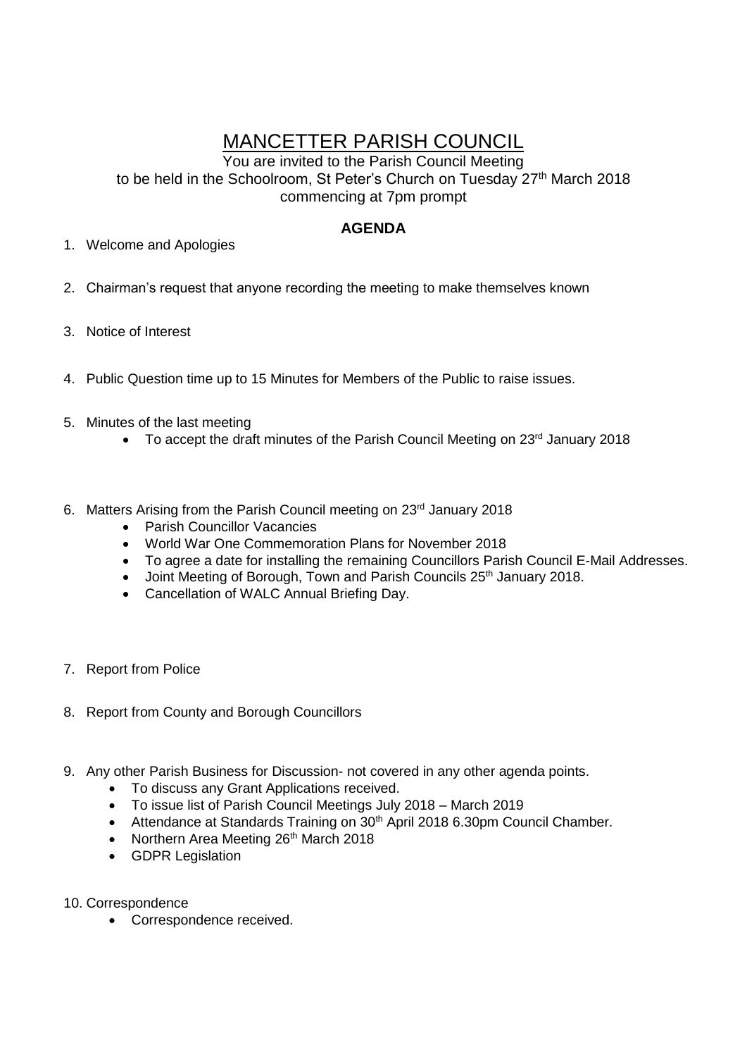# MANCETTER PARISH COUNCIL

You are invited to the Parish Council Meeting
to be held in the Schoolroom, St Peter's Church on Tuesday 27th March 2018
commencing at 7pm prompt

## AGENDA

1. Welcome and Apologies

2. Chairman's request that anyone recording the meeting to make themselves known

3. Notice of Interest

4. Public Question time up to 15 Minutes for Members of the Public to raise issues.

5. Minutes of the last meeting
    - To accept the draft minutes of the Parish Council Meeting on 23rd January 2018

6. Matters Arising from the Parish Council meeting on 23rd January 2018
    - Parish Councillor Vacancies
    - World War One Commemoration Plans for November 2018
    - To agree a date for installing the remaining Councillors Parish Council E-Mail Addresses.
    - Joint Meeting of Borough, Town and Parish Councils 25th January 2018.
    - Cancellation of WALC Annual Briefing Day.

7. Report from Police

8. Report from County and Borough Councillors

9. Any other Parish Business for Discussion- not covered in any other agenda points.
    - To discuss any Grant Applications received.
    - To issue list of Parish Council Meetings July 2018 – March 2019
    - Attendance at Standards Training on 30th April 2018 6.30pm Council Chamber.
    - Northern Area Meeting 26th March 2018
    - GDPR Legislation

10. Correspondence
    - Correspondence received.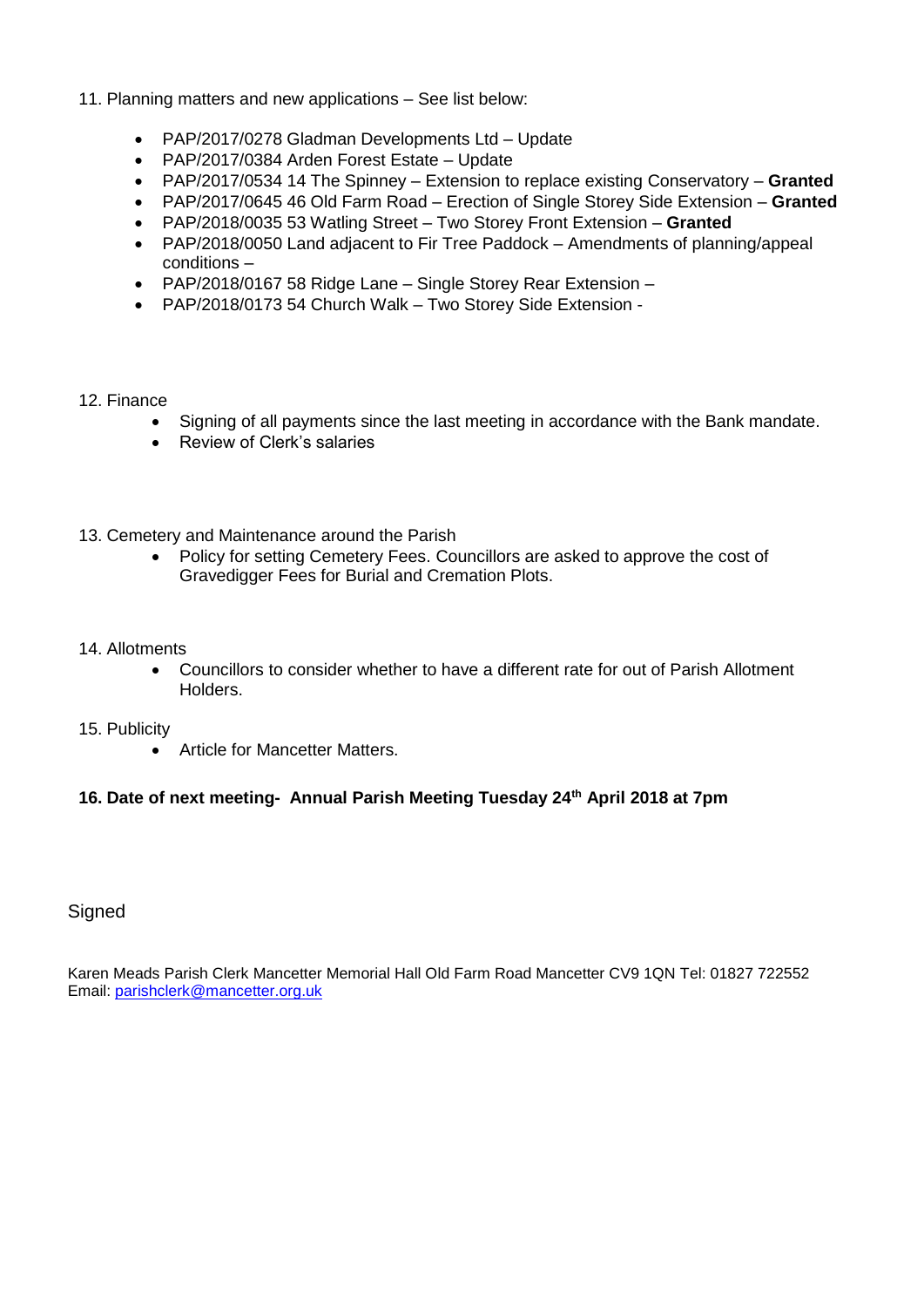11. Planning matters and new applications – See list below:

- PAP/2017/0278 Gladman Developments Ltd – Update
- PAP/2017/0384 Arden Forest Estate – Update
- PAP/2017/0534 14 The Spinney – Extension to replace existing Conservatory – **Granted**
- PAP/2017/0645 46 Old Farm Road – Erection of Single Storey Side Extension – **Granted**
- PAP/2018/0035 53 Watling Street – Two Storey Front Extension – **Granted**
- PAP/2018/0050 Land adjacent to Fir Tree Paddock – Amendments of planning/appeal conditions –
- PAP/2018/0167 58 Ridge Lane – Single Storey Rear Extension –
- PAP/2018/0173 54 Church Walk – Two Storey Side Extension -

12. Finance

- Signing of all payments since the last meeting in accordance with the Bank mandate.
- Review of Clerk's salaries

13. Cemetery and Maintenance around the Parish

- Policy for setting Cemetery Fees. Councillors are asked to approve the cost of Gravedigger Fees for Burial and Cremation Plots.

14. Allotments

- Councillors to consider whether to have a different rate for out of Parish Allotment Holders.

15. Publicity

- Article for Mancetter Matters.

**16. Date of next meeting- Annual Parish Meeting Tuesday 24th April 2018 at 7pm**

Signed

Karen Meads Parish Clerk Mancetter Memorial Hall Old Farm Road Mancetter CV9 1QN Tel: 01827 722552
Email: parishclerk@mancetter.org.uk